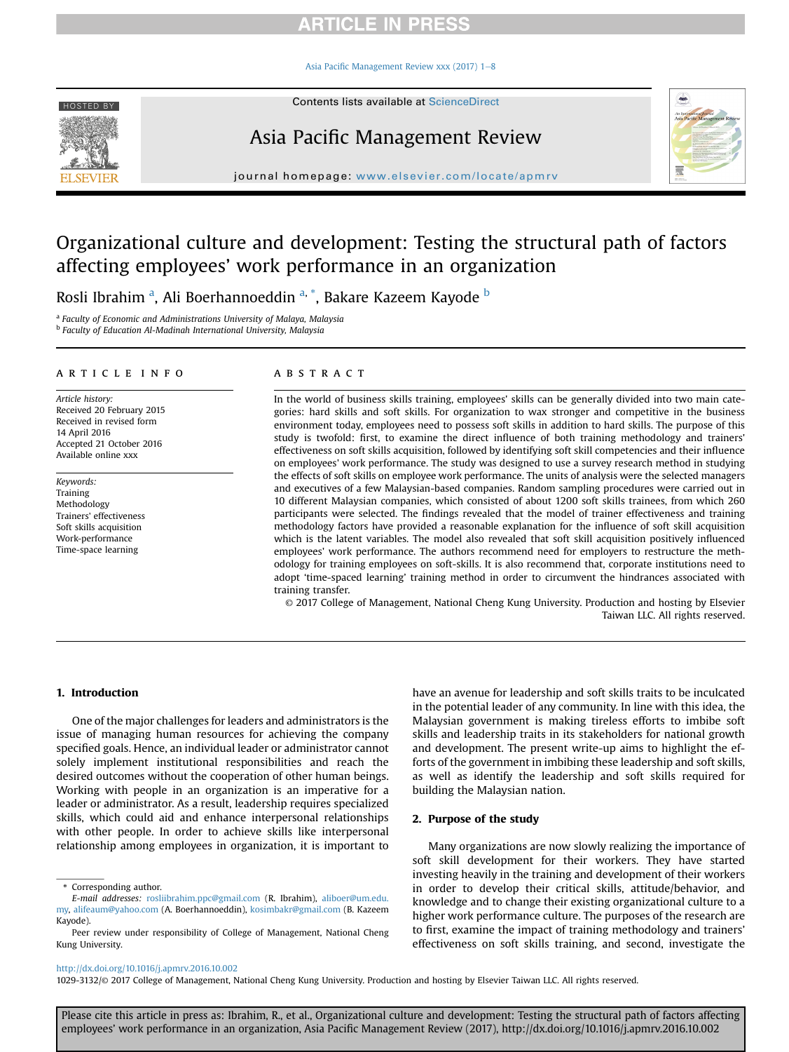# Organizational culture and development: Testing the structural path of factors affecting employees' work performance in an organization

Rosli Ibrahim [a], Ali Boerhannoeddin [a,*], Bakare Kazeem Kayode [b]

[a] *Faculty of Economic and Administrations University of Malaya, Malaysia*
[b] *Faculty of Education Al-Madinah International University, Malaysia*

## ARTICLE INFO

*Article history:*
Received 20 February 2015
Received in revised form
14 April 2016
Accepted 21 October 2016
Available online xxx

*Keywords:*
Training
Methodology
Trainers' effectiveness
Soft skills acquisition
Work-performance
Time-space learning

## ABSTRACT

In the world of business skills training, employees' skills can be generally divided into two main categories: hard skills and soft skills. For organization to wax stronger and competitive in the business environment today, employees need to possess soft skills in addition to hard skills. The purpose of this study is twofold: first, to examine the direct influence of both training methodology and trainers' effectiveness on soft skills acquisition, followed by identifying soft skill competencies and their influence on employees' work performance. The study was designed to use a survey research method in studying the effects of soft skills on employee work performance. The units of analysis were the selected managers and executives of a few Malaysian-based companies. Random sampling procedures were carried out in 10 different Malaysian companies, which consisted of about 1200 soft skills trainees, from which 260 participants were selected. The findings revealed that the model of trainer effectiveness and training methodology factors have provided a reasonable explanation for the influence of soft skill acquisition which is the latent variables. The model also revealed that soft skill acquisition positively influenced employees' work performance. The authors recommend need for employers to restructure the methodology for training employees on soft-skills. It is also recommend that, corporate institutions need to adopt 'time-spaced learning' training method in order to circumvent the hindrances associated with training transfer.

© 2017 College of Management, National Cheng Kung University. Production and hosting by Elsevier Taiwan LLC. All rights reserved.

## 1. Introduction

One of the major challenges for leaders and administrators is the issue of managing human resources for achieving the company specified goals. Hence, an individual leader or administrator cannot solely implement institutional responsibilities and reach the desired outcomes without the cooperation of other human beings. Working with people in an organization is an imperative for a leader or administrator. As a result, leadership requires specialized skills, which could aid and enhance interpersonal relationships with other people. In order to achieve skills like interpersonal relationship among employees in organization, it is important to have an avenue for leadership and soft skills traits to be inculcated in the potential leader of any community. In line with this idea, the Malaysian government is making tireless efforts to imbibe soft skills and leadership traits in its stakeholders for national growth and development. The present write-up aims to highlight the efforts of the government in imbibing these leadership and soft skills, as well as identify the leadership and soft skills required for building the Malaysian nation.

## 2. Purpose of the study

Many organizations are now slowly realizing the importance of soft skill development for their workers. They have started investing heavily in the training and development of their workers in order to develop their critical skills, attitude/behavior, and knowledge and to change their existing organizational culture to a higher work performance culture. The purposes of the research are to first, examine the impact of training methodology and trainers' effectiveness on soft skills training, and second, investigate the

* Corresponding author.
*E-mail addresses:* rosliibrahim.ppc@gmail.com (R. Ibrahim), aliboer@um.edu.my, alifeaum@yahoo.com (A. Boerhannoeddin), kosimbakr@gmail.com (B. Kazeem Kayode).

Peer review under responsibility of College of Management, National Cheng Kung University.

http://dx.doi.org/10.1016/j.apmrv.2016.10.002
1029-3132/© 2017 College of Management, National Cheng Kung University. Production and hosting by Elsevier Taiwan LLC. All rights reserved.

Please cite this article in press as: Ibrahim, R., et al., Organizational culture and development: Testing the structural path of factors affecting employees' work performance in an organization, Asia Pacific Management Review (2017), http://dx.doi.org/10.1016/j.apmrv.2016.10.002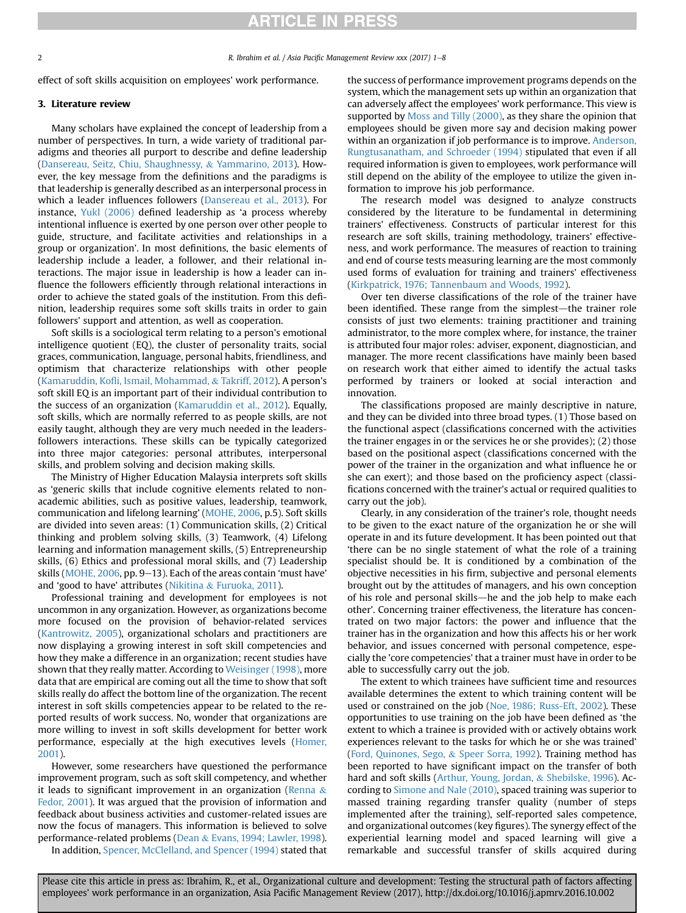effect of soft skills acquisition on employees' work performance.

### 3. Literature review

Many scholars have explained the concept of leadership from a number of perspectives. In turn, a wide variety of traditional paradigms and theories all purport to describe and define leadership (Dansereau, Seitz, Chiu, Shaughnessy, & Yammarino, 2013). However, the key message from the definitions and the paradigms is that leadership is generally described as an interpersonal process in which a leader influences followers (Dansereau et al., 2013). For instance, Yukl (2006) defined leadership as 'a process whereby intentional influence is exerted by one person over other people to guide, structure, and facilitate activities and relationships in a group or organization'. In most definitions, the basic elements of leadership include a leader, a follower, and their relational interactions. The major issue in leadership is how a leader can influence the followers efficiently through relational interactions in order to achieve the stated goals of the institution. From this definition, leadership requires some soft skills traits in order to gain followers' support and attention, as well as cooperation.

Soft skills is a sociological term relating to a person's emotional intelligence quotient (EQ), the cluster of personality traits, social graces, communication, language, personal habits, friendliness, and optimism that characterize relationships with other people (Kamaruddin, Kofli, Ismail, Mohammad, & Takriff, 2012). A person's soft skill EQ is an important part of their individual contribution to the success of an organization (Kamaruddin et al., 2012). Equally, soft skills, which are normally referred to as people skills, are not easily taught, although they are very much needed in the leaders-followers interactions. These skills can be typically categorized into three major categories: personal attributes, interpersonal skills, and problem solving and decision making skills.

The Ministry of Higher Education Malaysia interprets soft skills as 'generic skills that include cognitive elements related to non-academic abilities, such as positive values, leadership, teamwork, communication and lifelong learning' (MOHE, 2006, p.5). Soft skills are divided into seven areas: (1) Communication skills, (2) Critical thinking and problem solving skills, (3) Teamwork, (4) Lifelong learning and information management skills, (5) Entrepreneurship skills, (6) Ethics and professional moral skills, and (7) Leadership skills (MOHE, 2006, pp. 9–13). Each of the areas contain 'must have' and 'good to have' attributes (Nikitina & Furuoka, 2011).

Professional training and development for employees is not uncommon in any organization. However, as organizations become more focused on the provision of behavior-related services (Kantrowitz, 2005), organizational scholars and practitioners are now displaying a growing interest in soft skill competencies and how they make a difference in an organization; recent studies have shown that they really matter. According to Weisinger (1998), more data that are empirical are coming out all the time to show that soft skills really do affect the bottom line of the organization. The recent interest in soft skills competencies appear to be related to the reported results of work success. No, wonder that organizations are more willing to invest in soft skills development for better work performance, especially at the high executives levels (Homer, 2001).

However, some researchers have questioned the performance improvement program, such as soft skill competency, and whether it leads to significant improvement in an organization (Renna & Fedor, 2001). It was argued that the provision of information and feedback about business activities and customer-related issues are now the focus of managers. This information is believed to solve performance-related problems (Dean & Evans, 1994; Lawler, 1998).

In addition, Spencer, McClelland, and Spencer (1994) stated that the success of performance improvement programs depends on the system, which the management sets up within an organization that can adversely affect the employees' work performance. This view is supported by Moss and Tilly (2000), as they share the opinion that employees should be given more say and decision making power within an organization if job performance is to improve. Anderson, Rungtusanatham, and Schroeder (1994) stipulated that even if all required information is given to employees, work performance will still depend on the ability of the employee to utilize the given information to improve his job performance.

The research model was designed to analyze constructs considered by the literature to be fundamental in determining trainers' effectiveness. Constructs of particular interest for this research are soft skills, training methodology, trainers' effectiveness, and work performance. The measures of reaction to training and end of course tests measuring learning are the most commonly used forms of evaluation for training and trainers' effectiveness (Kirkpatrick, 1976; Tannenbaum and Woods, 1992).

Over ten diverse classifications of the role of the trainer have been identified. These range from the simplest—the trainer role consists of just two elements: training practitioner and training administrator, to the more complex where, for instance, the trainer is attributed four major roles: adviser, exponent, diagnostician, and manager. The more recent classifications have mainly been based on research work that either aimed to identify the actual tasks performed by trainers or looked at social interaction and innovation.

The classifications proposed are mainly descriptive in nature, and they can be divided into three broad types. (1) Those based on the functional aspect (classifications concerned with the activities the trainer engages in or the services he or she provides); (2) those based on the positional aspect (classifications concerned with the power of the trainer in the organization and what influence he or she can exert); and those based on the proficiency aspect (classifications concerned with the trainer's actual or required qualities to carry out the job).

Clearly, in any consideration of the trainer's role, thought needs to be given to the exact nature of the organization he or she will operate in and its future development. It has been pointed out that 'there can be no single statement of what the role of a training specialist should be. It is conditioned by a combination of the objective necessities in his firm, subjective and personal elements brought out by the attitudes of managers, and his own conception of his role and personal skills—he and the job help to make each other'. Concerning trainer effectiveness, the literature has concentrated on two major factors: the power and influence that the trainer has in the organization and how this affects his or her work behavior, and issues concerned with personal competence, especially the 'core competencies' that a trainer must have in order to be able to successfully carry out the job.

The extent to which trainees have sufficient time and resources available determines the extent to which training content will be used or constrained on the job (Noe, 1986; Russ-Eft, 2002). These opportunities to use training on the job have been defined as 'the extent to which a trainee is provided with or actively obtains work experiences relevant to the tasks for which he or she was trained' (Ford, Quinones, Sego, & Speer Sorra, 1992). Training method has been reported to have significant impact on the transfer of both hard and soft skills (Arthur, Young, Jordan, & Shebilske, 1996). According to Simone and Nale (2010), spaced training was superior to massed training regarding transfer quality (number of steps implemented after the training), self-reported sales competence, and organizational outcomes (key figures). The synergy effect of the experiential learning model and spaced learning will give a remarkable and successful transfer of skills acquired during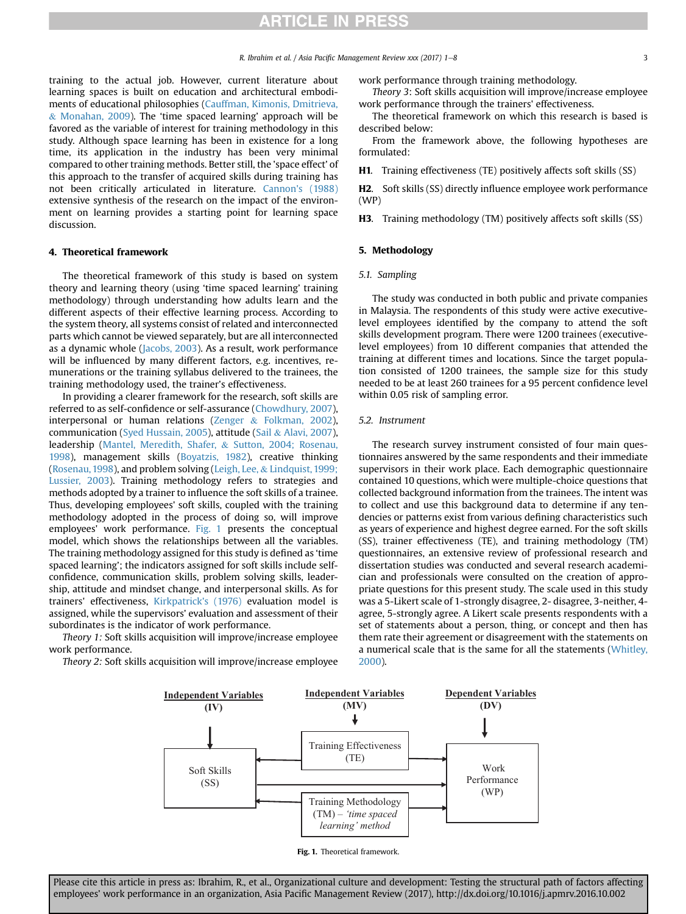training to the actual job. However, current literature about learning spaces is built on education and architectural embodiments of educational philosophies (Cauffman, Kimonis, Dmitrieva, & Monahan, 2009). The 'time spaced learning' approach will be favored as the variable of interest for training methodology in this study. Although space learning has been in existence for a long time, its application in the industry has been very minimal compared to other training methods. Better still, the 'space effect' of this approach to the transfer of acquired skills during training has not been critically articulated in literature. Cannon's (1988) extensive synthesis of the research on the impact of the environment on learning provides a starting point for learning space discussion.

## 4. Theoretical framework

The theoretical framework of this study is based on system theory and learning theory (using 'time spaced learning' training methodology) through understanding how adults learn and the different aspects of their effective learning process. According to the system theory, all systems consist of related and interconnected parts which cannot be viewed separately, but are all interconnected as a dynamic whole (Jacobs, 2003). As a result, work performance will be influenced by many different factors, e.g. incentives, remunerations or the training syllabus delivered to the trainees, the training methodology used, the trainer's effectiveness.

In providing a clearer framework for the research, soft skills are referred to as self-confidence or self-assurance (Chowdhury, 2007), interpersonal or human relations (Zenger & Folkman, 2002), communication (Syed Hussain, 2005), attitude (Sail & Alavi, 2007), leadership (Mantel, Meredith, Shafer, & Sutton, 2004; Rosenau, 1998), management skills (Boyatzis, 1982), creative thinking (Rosenau, 1998), and problem solving (Leigh, Lee, & Lindquist, 1999; Lussier, 2003). Training methodology refers to strategies and methods adopted by a trainer to influence the soft skills of a trainee. Thus, developing employees' soft skills, coupled with the training methodology adopted in the process of doing so, will improve employees' work performance. Fig. 1 presents the conceptual model, which shows the relationships between all the variables. The training methodology assigned for this study is defined as 'time spaced learning'; the indicators assigned for soft skills include self-confidence, communication skills, problem solving skills, leadership, attitude and mindset change, and interpersonal skills. As for trainers' effectiveness, Kirkpatrick's (1976) evaluation model is assigned, while the supervisors' evaluation and assessment of their subordinates is the indicator of work performance.

*Theory 1:* Soft skills acquisition will improve/increase employee work performance.

*Theory 2:* Soft skills acquisition will improve/increase employee work performance through training methodology.

*Theory 3:* Soft skills acquisition will improve/increase employee work performance through the trainers' effectiveness.

The theoretical framework on which this research is based is described below:

From the framework above, the following hypotheses are formulated:

**H1.** Training effectiveness (TE) positively affects soft skills (SS)

**H2.** Soft skills (SS) directly influence employee work performance (WP)

**H3.** Training methodology (TM) positively affects soft skills (SS)

## 5. Methodology

### 5.1. Sampling

The study was conducted in both public and private companies in Malaysia. The respondents of this study were active executive-level employees identified by the company to attend the soft skills development program. There were 1200 trainees (executive-level employees) from 10 different companies that attended the training at different times and locations. Since the target population consisted of 1200 trainees, the sample size for this study needed to be at least 260 trainees for a 95 percent confidence level within 0.05 risk of sampling error.

### 5.2. Instrument

The research survey instrument consisted of four main questionnaires answered by the same respondents and their immediate supervisors in their work place. Each demographic questionnaire contained 10 questions, which were multiple-choice questions that collected background information from the trainees. The intent was to collect and use this background data to determine if any tendencies or patterns exist from various defining characteristics such as years of experience and highest degree earned. For the soft skills (SS), trainer effectiveness (TE), and training methodology (TM) questionnaires, an extensive review of professional research and dissertation studies was conducted and several research academician and professionals were consulted on the creation of appropriate questions for this present study. The scale used in this study was a 5-Likert scale of 1-strongly disagree, 2- disagree, 3-neither, 4-agree, 5-strongly agree. A Likert scale presents respondents with a set of statements about a person, thing, or concept and then has them rate their agreement or disagreement with the statements on a numerical scale that is the same for all the statements (Whitley, 2000).

Independent Variables (IV) — Soft Skills (SS)
Independent Variables (MV) — Training Effectiveness (TE); Training Methodology (TM) – *'time spaced learning' method*
Dependent Variables (DV) — Work Performance (WP)

**Fig. 1.** Theoretical framework.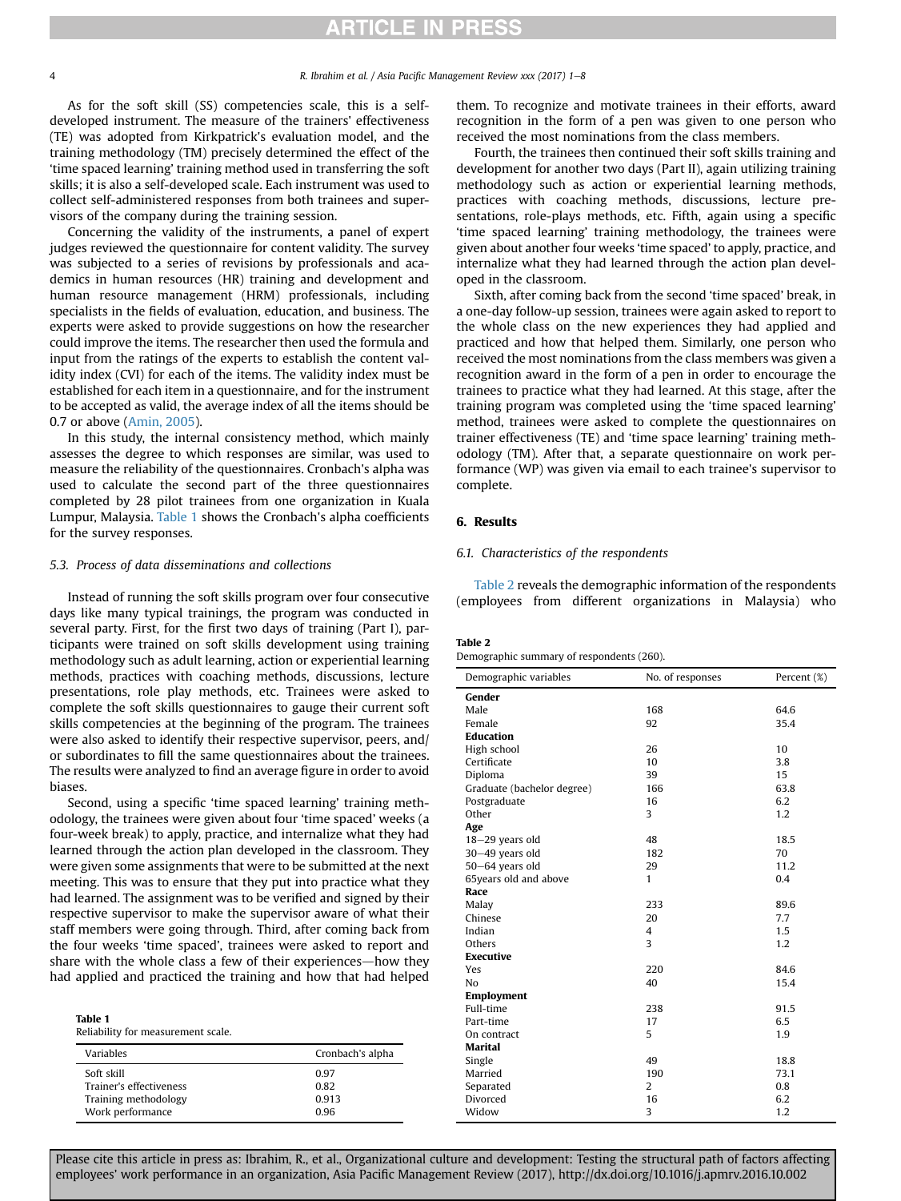As for the soft skill (SS) competencies scale, this is a self-developed instrument. The measure of the trainers' effectiveness (TE) was adopted from Kirkpatrick's evaluation model, and the training methodology (TM) precisely determined the effect of the 'time spaced learning' training method used in transferring the soft skills; it is also a self-developed scale. Each instrument was used to collect self-administered responses from both trainees and supervisors of the company during the training session.

Concerning the validity of the instruments, a panel of expert judges reviewed the questionnaire for content validity. The survey was subjected to a series of revisions by professionals and academics in human resources (HR) training and development and human resource management (HRM) professionals, including specialists in the fields of evaluation, education, and business. The experts were asked to provide suggestions on how the researcher could improve the items. The researcher then used the formula and input from the ratings of the experts to establish the content validity index (CVI) for each of the items. The validity index must be established for each item in a questionnaire, and for the instrument to be accepted as valid, the average index of all the items should be 0.7 or above (Amin, 2005).

In this study, the internal consistency method, which mainly assesses the degree to which responses are similar, was used to measure the reliability of the questionnaires. Cronbach's alpha was used to calculate the second part of the three questionnaires completed by 28 pilot trainees from one organization in Kuala Lumpur, Malaysia. Table 1 shows the Cronbach's alpha coefficients for the survey responses.

### 5.3. Process of data disseminations and collections

Instead of running the soft skills program over four consecutive days like many typical trainings, the program was conducted in several party. First, for the first two days of training (Part I), participants were trained on soft skills development using training methodology such as adult learning, action or experiential learning methods, practices with coaching methods, discussions, lecture presentations, role play methods, etc. Trainees were asked to complete the soft skills questionnaires to gauge their current soft skills competencies at the beginning of the program. The trainees were also asked to identify their respective supervisor, peers, and/or subordinates to fill the same questionnaires about the trainees. The results were analyzed to find an average figure in order to avoid biases.

Second, using a specific 'time spaced learning' training methodology, the trainees were given about four 'time spaced' weeks (a four-week break) to apply, practice, and internalize what they had learned through the action plan developed in the classroom. They were given some assignments that were to be submitted at the next meeting. This was to ensure that they put into practice what they had learned. The assignment was to be verified and signed by their respective supervisor to make the supervisor aware of what their staff members were going through. Third, after coming back from the four weeks 'time spaced', trainees were asked to report and share with the whole class a few of their experiences—how they had applied and practiced the training and how that had helped them. To recognize and motivate trainees in their efforts, award recognition in the form of a pen was given to one person who received the most nominations from the class members.

**Table 1**
Reliability for measurement scale.

| Variables | Cronbach's alpha |
|---|---|
| Soft skill | 0.97 |
| Trainer's effectiveness | 0.82 |
| Training methodology | 0.913 |
| Work performance | 0.96 |

Fourth, the trainees then continued their soft skills training and development for another two days (Part II), again utilizing training methodology such as action or experiential learning methods, practices with coaching methods, discussions, lecture presentations, role-plays methods, etc. Fifth, again using a specific 'time spaced learning' training methodology, the trainees were given about another four weeks 'time spaced' to apply, practice, and internalize what they had learned through the action plan developed in the classroom.

Sixth, after coming back from the second 'time spaced' break, in a one-day follow-up session, trainees were again asked to report to the whole class on the new experiences they had applied and practiced and how that helped them. Similarly, one person who received the most nominations from the class members was given a recognition award in the form of a pen in order to encourage the trainees to practice what they had learned. At this stage, after the training program was completed using the 'time spaced learning' method, trainees were asked to complete the questionnaires on trainer effectiveness (TE) and 'time space learning' training methodology (TM). After that, a separate questionnaire on work performance (WP) was given via email to each trainee's supervisor to complete.

## 6. Results

### 6.1. Characteristics of the respondents

Table 2 reveals the demographic information of the respondents (employees from different organizations in Malaysia) who

**Table 2**
Demographic summary of respondents (260).

| Demographic variables | No. of responses | Percent (%) |
|---|---|---|
| **Gender** | | |
| Male | 168 | 64.6 |
| Female | 92 | 35.4 |
| **Education** | | |
| High school | 26 | 10 |
| Certificate | 10 | 3.8 |
| Diploma | 39 | 15 |
| Graduate (bachelor degree) | 166 | 63.8 |
| Postgraduate | 16 | 6.2 |
| Other | 3 | 1.2 |
| **Age** | | |
| 18–29 years old | 48 | 18.5 |
| 30–49 years old | 182 | 70 |
| 50–64 years old | 29 | 11.2 |
| 65years old and above | 1 | 0.4 |
| **Race** | | |
| Malay | 233 | 89.6 |
| Chinese | 20 | 7.7 |
| Indian | 4 | 1.5 |
| Others | 3 | 1.2 |
| **Executive** | | |
| Yes | 220 | 84.6 |
| No | 40 | 15.4 |
| **Employment** | | |
| Full-time | 238 | 91.5 |
| Part-time | 17 | 6.5 |
| On contract | 5 | 1.9 |
| **Marital** | | |
| Single | 49 | 18.8 |
| Married | 190 | 73.1 |
| Separated | 2 | 0.8 |
| Divorced | 16 | 6.2 |
| Widow | 3 | 1.2 |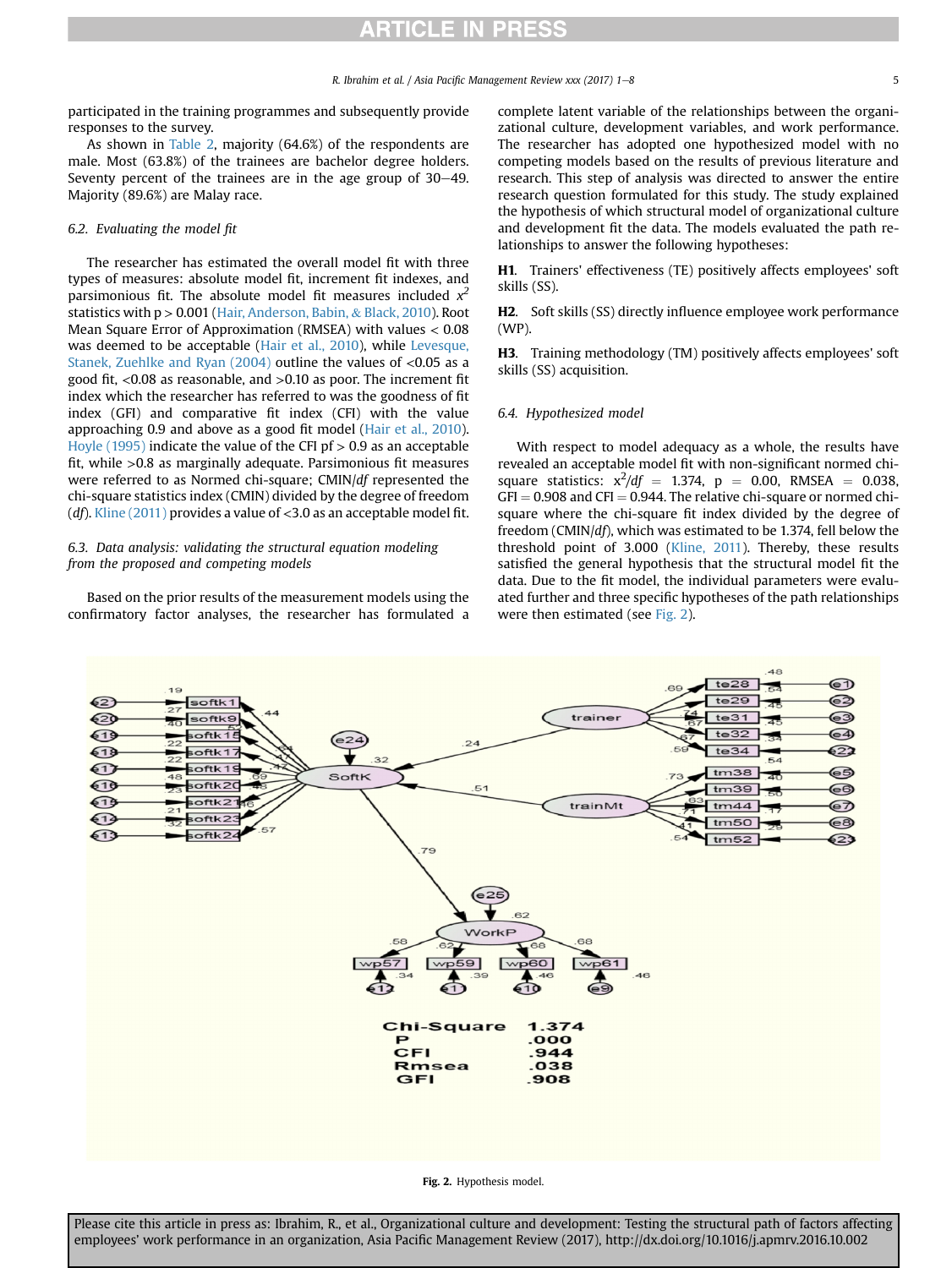participated in the training programmes and subsequently provide responses to the survey.

As shown in Table 2, majority (64.6%) of the respondents are male. Most (63.8%) of the trainees are bachelor degree holders. Seventy percent of the trainees are in the age group of 30–49. Majority (89.6%) are Malay race.

### 6.2. Evaluating the model fit

The researcher has estimated the overall model fit with three types of measures: absolute model fit, increment fit indexes, and parsimonious fit. The absolute model fit measures included $x^2$ statistics with $p > 0.001$ (Hair, Anderson, Babin, & Black, 2010). Root Mean Square Error of Approximation (RMSEA) with values $< 0.08$ was deemed to be acceptable (Hair et al., 2010), while Levesque, Stanek, Zuehlke and Ryan (2004) outline the values of $<0.05$ as a good fit, $<0.08$ as reasonable, and $>0.10$ as poor. The increment fit index which the researcher has referred to was the goodness of fit index (GFI) and comparative fit index (CFI) with the value approaching 0.9 and above as a good fit model (Hair et al., 2010). Hoyle (1995) indicate the value of the CFI pf $> 0.9$ as an acceptable fit, while $>0.8$ as marginally adequate. Parsimonious fit measures were referred to as Normed chi-square; CMIN/*df* represented the chi-square statistics index (CMIN) divided by the degree of freedom (*df*). Kline (2011) provides a value of $<3.0$ as an acceptable model fit.

### 6.3. Data analysis: validating the structural equation modeling from the proposed and competing models

Based on the prior results of the measurement models using the confirmatory factor analyses, the researcher has formulated a complete latent variable of the relationships between the organizational culture, development variables, and work performance. The researcher has adopted one hypothesized model with no competing models based on the results of previous literature and research. This step of analysis was directed to answer the entire research question formulated for this study. The study explained the hypothesis of which structural model of organizational culture and development fit the data. The models evaluated the path relationships to answer the following hypotheses:

**H1**. Trainers' effectiveness (TE) positively affects employees' soft skills (SS).

**H2**. Soft skills (SS) directly influence employee work performance (WP).

**H3**. Training methodology (TM) positively affects employees' soft skills (SS) acquisition.

### 6.4. Hypothesized model

With respect to model adequacy as a whole, the results have revealed an acceptable model fit with non-significant normed chi-square statistics: $x^2/df = 1.374$, $p = 0.00$, RMSEA $= 0.038$, GFI $= 0.908$ and CFI $= 0.944$. The relative chi-square or normed chi-square where the chi-square fit index divided by the degree of freedom (CMIN/*df*), which was estimated to be 1.374, fell below the threshold point of 3.000 (Kline, 2011). Thereby, these results satisfied the general hypothesis that the structural model fit the data. Due to the fit model, the individual parameters were evaluated further and three specific hypotheses of the path relationships were then estimated (see Fig. 2).

**Fig. 2.** Hypothesis model.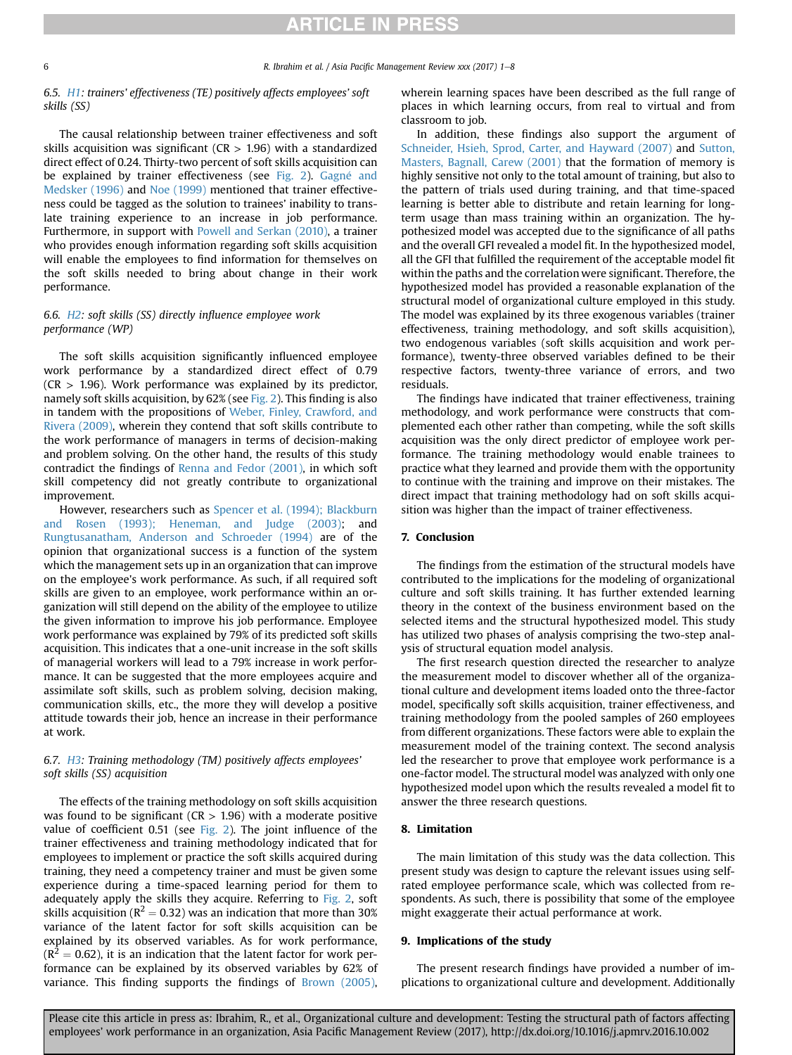### 6.5. H1: trainers' effectiveness (TE) positively affects employees' soft skills (SS)

The causal relationship between trainer effectiveness and soft skills acquisition was significant (CR > 1.96) with a standardized direct effect of 0.24. Thirty-two percent of soft skills acquisition can be explained by trainer effectiveness (see Fig. 2). Gagné and Medsker (1996) and Noe (1999) mentioned that trainer effectiveness could be tagged as the solution to trainees' inability to translate training experience to an increase in job performance. Furthermore, in support with Powell and Serkan (2010), a trainer who provides enough information regarding soft skills acquisition will enable the employees to find information for themselves on the soft skills needed to bring about change in their work performance.

### 6.6. H2: soft skills (SS) directly influence employee work performance (WP)

The soft skills acquisition significantly influenced employee work performance by a standardized direct effect of 0.79 (CR > 1.96). Work performance was explained by its predictor, namely soft skills acquisition, by 62% (see Fig. 2). This finding is also in tandem with the propositions of Weber, Finley, Crawford, and Rivera (2009), wherein they contend that soft skills contribute to the work performance of managers in terms of decision-making and problem solving. On the other hand, the results of this study contradict the findings of Renna and Fedor (2001), in which soft skill competency did not greatly contribute to organizational improvement.

However, researchers such as Spencer et al. (1994); Blackburn and Rosen (1993); Heneman, and Judge (2003); and Rungtusanatham, Anderson and Schroeder (1994) are of the opinion that organizational success is a function of the system which the management sets up in an organization that can improve on the employee's work performance. As such, if all required soft skills are given to an employee, work performance within an organization will still depend on the ability of the employee to utilize the given information to improve his job performance. Employee work performance was explained by 79% of its predicted soft skills acquisition. This indicates that a one-unit increase in the soft skills of managerial workers will lead to a 79% increase in work performance. It can be suggested that the more employees acquire and assimilate soft skills, such as problem solving, decision making, communication skills, etc., the more they will develop a positive attitude towards their job, hence an increase in their performance at work.

### 6.7. H3: Training methodology (TM) positively affects employees' soft skills (SS) acquisition

The effects of the training methodology on soft skills acquisition was found to be significant (CR > 1.96) with a moderate positive value of coefficient 0.51 (see Fig. 2). The joint influence of the trainer effectiveness and training methodology indicated that for employees to implement or practice the soft skills acquired during training, they need a competency trainer and must be given some experience during a time-spaced learning period for them to adequately apply the skills they acquire. Referring to Fig. 2, soft skills acquisition ($R^2 = 0.32$) was an indication that more than 30% variance of the latent factor for soft skills acquisition can be explained by its observed variables. As for work performance, ($R^2 = 0.62$), it is an indication that the latent factor for work performance can be explained by its observed variables by 62% of variance. This finding supports the findings of Brown (2005), wherein learning spaces have been described as the full range of places in which learning occurs, from real to virtual and from classroom to job.

In addition, these findings also support the argument of Schneider, Hsieh, Sprod, Carter, and Hayward (2007) and Sutton, Masters, Bagnall, Carew (2001) that the formation of memory is highly sensitive not only to the total amount of training, but also to the pattern of trials used during training, and that time-spaced learning is better able to distribute and retain learning for long-term usage than mass training within an organization. The hypothesized model was accepted due to the significance of all paths and the overall GFI revealed a model fit. In the hypothesized model, all the GFI that fulfilled the requirement of the acceptable model fit within the paths and the correlation were significant. Therefore, the hypothesized model has provided a reasonable explanation of the structural model of organizational culture employed in this study. The model was explained by its three exogenous variables (trainer effectiveness, training methodology, and soft skills acquisition), two endogenous variables (soft skills acquisition and work performance), twenty-three observed variables defined to be their respective factors, twenty-three variance of errors, and two residuals.

The findings have indicated that trainer effectiveness, training methodology, and work performance were constructs that complemented each other rather than competing, while the soft skills acquisition was the only direct predictor of employee work performance. The training methodology would enable trainees to practice what they learned and provide them with the opportunity to continue with the training and improve on their mistakes. The direct impact that training methodology had on soft skills acquisition was higher than the impact of trainer effectiveness.

## 7. Conclusion

The findings from the estimation of the structural models have contributed to the implications for the modeling of organizational culture and soft skills training. It has further extended learning theory in the context of the business environment based on the selected items and the structural hypothesized model. This study has utilized two phases of analysis comprising the two-step analysis of structural equation model analysis.

The first research question directed the researcher to analyze the measurement model to discover whether all of the organizational culture and development items loaded onto the three-factor model, specifically soft skills acquisition, trainer effectiveness, and training methodology from the pooled samples of 260 employees from different organizations. These factors were able to explain the measurement model of the training context. The second analysis led the researcher to prove that employee work performance is a one-factor model. The structural model was analyzed with only one hypothesized model upon which the results revealed a model fit to answer the three research questions.

## 8. Limitation

The main limitation of this study was the data collection. This present study was design to capture the relevant issues using self-rated employee performance scale, which was collected from respondents. As such, there is possibility that some of the employee might exaggerate their actual performance at work.

## 9. Implications of the study

The present research findings have provided a number of implications to organizational culture and development. Additionally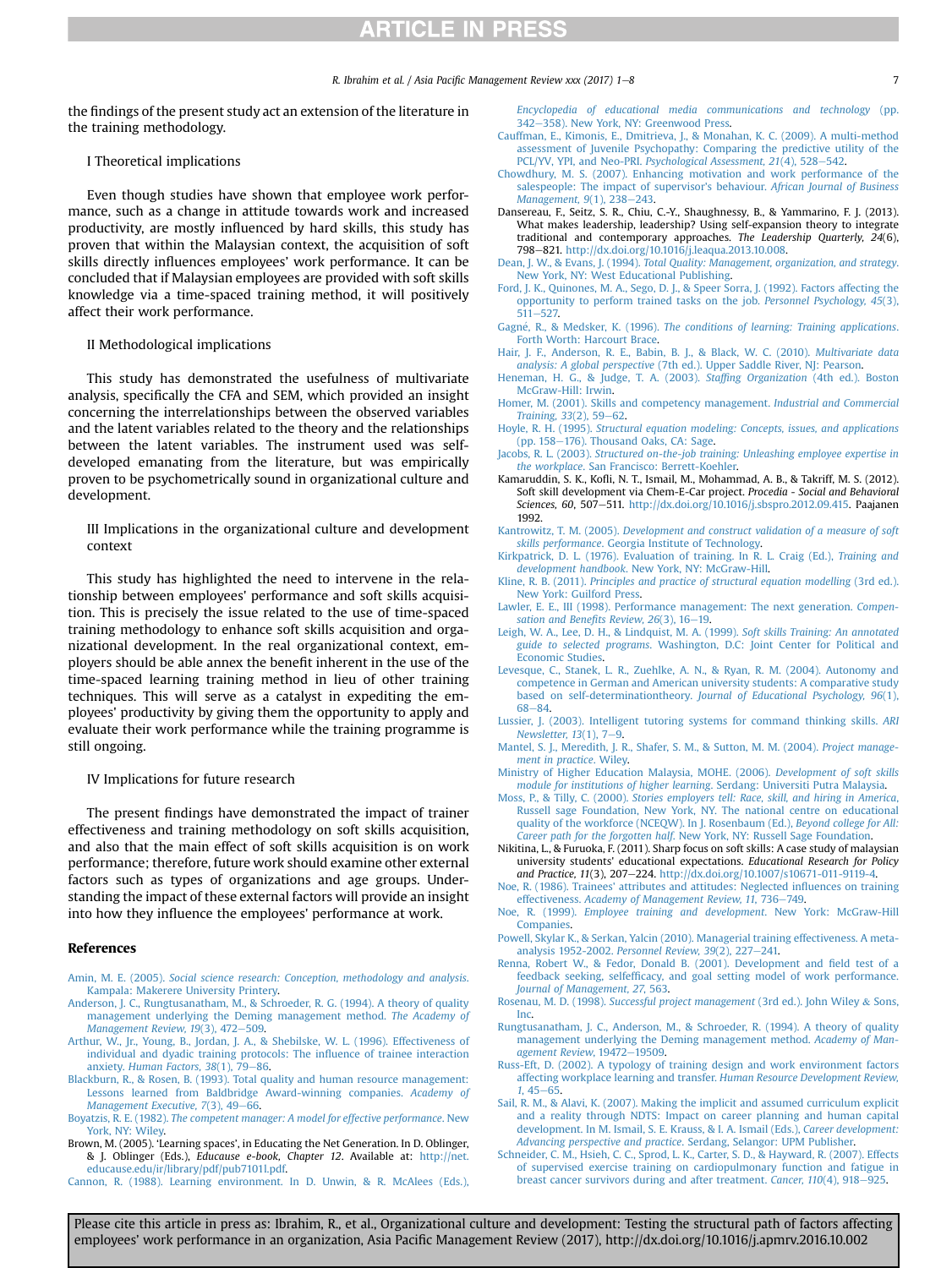the findings of the present study act an extension of the literature in the training methodology.

I Theoretical implications

Even though studies have shown that employee work performance, such as a change in attitude towards work and increased productivity, are mostly influenced by hard skills, this study has proven that within the Malaysian context, the acquisition of soft skills directly influences employees' work performance. It can be concluded that if Malaysian employees are provided with soft skills knowledge via a time-spaced training method, it will positively affect their work performance.

II Methodological implications

This study has demonstrated the usefulness of multivariate analysis, specifically the CFA and SEM, which provided an insight concerning the interrelationships between the observed variables and the latent variables related to the theory and the relationships between the latent variables. The instrument used was self-developed emanating from the literature, but was empirically proven to be psychometrically sound in organizational culture and development.

III Implications in the organizational culture and development context

This study has highlighted the need to intervene in the relationship between employees' performance and soft skills acquisition. This is precisely the issue related to the use of time-spaced training methodology to enhance soft skills acquisition and organizational development. In the real organizational context, employers should be able annex the benefit inherent in the use of the time-spaced learning training method in lieu of other training techniques. This will serve as a catalyst in expediting the employees' productivity by giving them the opportunity to apply and evaluate their work performance while the training programme is still ongoing.

IV Implications for future research

The present findings have demonstrated the impact of trainer effectiveness and training methodology on soft skills acquisition, and also that the main effect of soft skills acquisition is on work performance; therefore, future work should examine other external factors such as types of organizations and age groups. Understanding the impact of these external factors will provide an insight into how they influence the employees' performance at work.

## References

Amin, M. E. (2005). *Social science research: Conception, methodology and analysis*. Kampala: Makerere University Printery.

Anderson, J. C., Rungtusanatham, M., & Schroeder, R. G. (1994). A theory of quality management underlying the Deming management method. *The Academy of Management Review, 19*(3), 472–509.

Arthur, W., Jr., Young, B., Jordan, J. A., & Shebilske, W. L. (1996). Effectiveness of individual and dyadic training protocols: The influence of trainee interaction anxiety. *Human Factors, 38*(1), 79–86.

Blackburn, R., & Rosen, B. (1993). Total quality and human resource management: Lessons learned from Baldbridge Award-winning companies. *Academy of Management Executive, 7*(3), 49–66.

Boyatzis, R. E. (1982). *The competent manager: A model for effective performance*. New York, NY: Wiley.

Brown, M. (2005). 'Learning spaces', in Educating the Net Generation. In D. Oblinger, & J. Oblinger (Eds.), *Educause e-book, Chapter 12*. Available at: http://net.educause.edu/ir/library/pdf/pub7101l.pdf.

Cannon, R. (1988). Learning environment. In D. Unwin, & R. McAlees (Eds.), *Encyclopedia of educational media communications and technology* (pp. 342–358). New York, NY: Greenwood Press.

Cauffman, E., Kimonis, E., Dmitrieva, J., & Monahan, K. C. (2009). A multi-method assessment of Juvenile Psychopathy: Comparing the predictive utility of the PCL/YV, YPI, and Neo-PRI. *Psychological Assessment, 21*(4), 528–542.

Chowdhury, M. S. (2007). Enhancing motivation and work performance of the salespeople: The impact of supervisor's behaviour. *African Journal of Business Management, 9*(1), 238–243.

Dansereau, F., Seitz, S. R., Chiu, C.-Y., Shaughnessy, B., & Yammarino, F. J. (2013). What makes leadership, leadership? Using self-expansion theory to integrate traditional and contemporary approaches. *The Leadership Quarterly, 24*(6), 798–821. http://dx.doi.org/10.1016/j.leaqua.2013.10.008.

Dean, J. W., & Evans, J. (1994). *Total Quality: Management, organization, and strategy*. New York, NY: West Educational Publishing.

Ford, J. K., Quinones, M. A., Sego, D. J., & Speer Sorra, J. (1992). Factors affecting the opportunity to perform trained tasks on the job. *Personnel Psychology, 45*(3), 511–527.

Gagné, R., & Medsker, K. (1996). *The conditions of learning: Training applications*. Forth Worth: Harcourt Brace.

Hair, J. F., Anderson, R. E., Babin, B. J., & Black, W. C. (2010). *Multivariate data analysis: A global perspective* (7th ed.). Upper Saddle River, NJ: Pearson.

Heneman, H. G., & Judge, T. A. (2003). *Staffing Organization* (4th ed.). Boston McGraw-Hill: Irwin.

Homer, M. (2001). Skills and competency management. *Industrial and Commercial Training, 33*(2), 59–62.

Hoyle, R. H. (1995). *Structural equation modeling: Concepts, issues, and applications* (pp. 158–176). Thousand Oaks, CA: Sage.

Jacobs, R. L. (2003). *Structured on-the-job training: Unleashing employee expertise in the workplace*. San Francisco: Berrett-Koehler.

Kamaruddin, S. K., Kofli, N. T., Ismail, M., Mohammad, A. B., & Takriff, M. S. (2012). Soft skill development via Chem-E-Car project. *Procedia - Social and Behavioral Sciences, 60*, 507–511. http://dx.doi.org/10.1016/j.sbspro.2012.09.415. Paajanen 1992.

Kantrowitz, T. M. (2005). *Development and construct validation of a measure of soft skills performance*. Georgia Institute of Technology.

Kirkpatrick, D. L. (1976). Evaluation of training. In R. L. Craig (Ed.), *Training and development handbook*. New York, NY: McGraw-Hill.

Kline, R. B. (2011). *Principles and practice of structural equation modelling* (3rd ed.). New York: Guilford Press.

Lawler, E. E., III (1998). Performance management: The next generation. *Compensation and Benefits Review, 26*(3), 16–19.

Leigh, W. A., Lee, D. H., & Lindquist, M. A. (1999). *Soft skills Training: An annotated guide to selected programs*. Washington, D.C: Joint Center for Political and Economic Studies.

Levesque, C., Stanek, L. R., Zuehlke, A. N., & Ryan, R. M. (2004). Autonomy and competence in German and American university students: A comparative study based on self-determinationtheory. *Journal of Educational Psychology, 96*(1), 68–84.

Lussier, J. (2003). Intelligent tutoring systems for command thinking skills. *ARI Newsletter, 13*(1), 7–9.

Mantel, S. J., Meredith, J. R., Shafer, S. M., & Sutton, M. M. (2004). *Project management in practice*. Wiley.

Ministry of Higher Education Malaysia, MOHE. (2006). *Development of soft skills module for institutions of higher learning*. Serdang: Universiti Putra Malaysia.

Moss, P., & Tilly, C. (2000). *Stories employers tell: Race, skill, and hiring in America*, Russell sage Foundation, New York, NY. The national centre on educational quality of the workforce (NCEQW). In J. Rosenbaum (Ed.), *Beyond college for All: Career path for the forgotten half*. New York, NY: Russell Sage Foundation.

Nikitina, L., & Furuoka, F. (2011). Sharp focus on soft skills: A case study of malaysian university students' educational expectations. *Educational Research for Policy and Practice, 11*(3), 207–224. http://dx.doi.org/10.1007/s10671-011-9119-4.

Noe, R. (1986). Trainees' attributes and attitudes: Neglected influences on training effectiveness. *Academy of Management Review, 11*, 736–749.

Noe, R. (1999). *Employee training and development*. New York: McGraw-Hill Companies.

Powell, Skylar K., & Serkan, Yalcin (2010). Managerial training effectiveness. A meta-analysis 1952-2002. *Personnel Review, 39*(2), 227–241.

Renna, Robert W., & Fedor, Donald B. (2001). Development and field test of a feedback seeking, selfefficacy, and goal setting model of work performance. *Journal of Management, 27*, 563.

Rosenau, M. D. (1998). *Successful project management* (3rd ed.). John Wiley & Sons, Inc.

Rungtusanatham, J. C., Anderson, M., & Schroeder, R. (1994). A theory of quality management underlying the Deming management method. *Academy of Management Review*, 19472–19509.

Russ-Eft, D. (2002). A typology of training design and work environment factors affecting workplace learning and transfer. *Human Resource Development Review, 1*, 45–65.

Sail, R. M., & Alavi, K. (2007). Making the implicit and assumed curriculum explicit and a reality through NDTS: Impact on career planning and human capital development. In M. Ismail, S. E. Krauss, & I. A. Ismail (Eds.), *Career development: Advancing perspective and practice*. Serdang, Selangor: UPM Publisher.

Schneider, C. M., Hsieh, C. C., Sprod, L. K., Carter, S. D., & Hayward, R. (2007). Effects of supervised exercise training on cardiopulmonary function and fatigue in breast cancer survivors during and after treatment. *Cancer, 110*(4), 918–925.

Please cite this article in press as: Ibrahim, R., et al., Organizational culture and development: Testing the structural path of factors affecting employees' work performance in an organization, Asia Pacific Management Review (2017), http://dx.doi.org/10.1016/j.apmrv.2016.10.002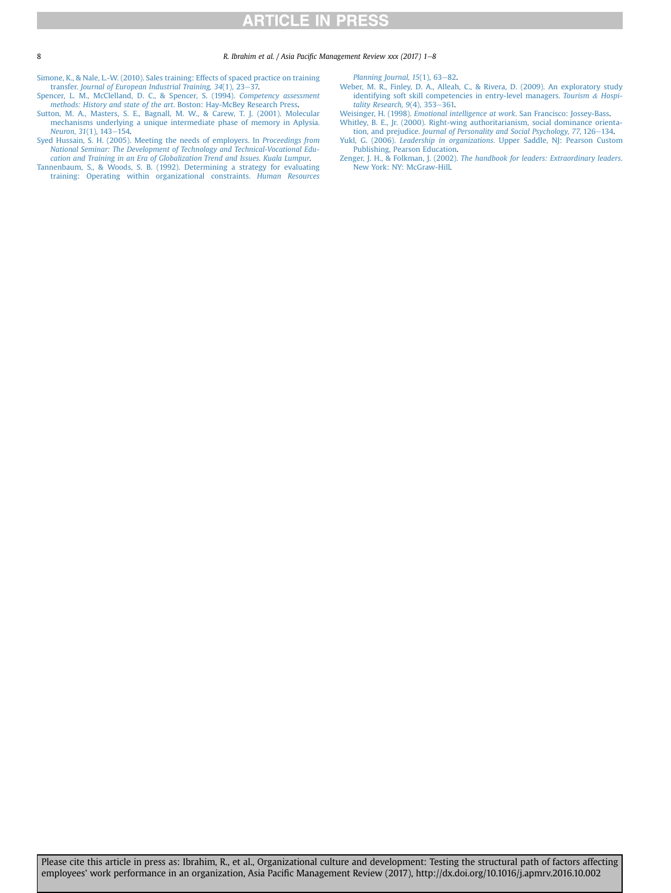Simone, K., & Nale, L.-W. (2010). Sales training: Effects of spaced practice on training transfer. *Journal of European Industrial Training, 34*(1), 23–37.

Spencer, L. M., McClelland, D. C., & Spencer, S. (1994). *Competency assessment methods: History and state of the art*. Boston: Hay-McBey Research Press.

Sutton, M. A., Masters, S. E., Bagnall, M. W., & Carew, T. J. (2001). Molecular mechanisms underlying a unique intermediate phase of memory in Aplysia. *Neuron, 31*(1), 143–154.

Syed Hussain, S. H. (2005). Meeting the needs of employers. In *Proceedings from National Seminar: The Development of Technology and Technical-Vocational Education and Training in an Era of Globalization Trend and Issues. Kuala Lumpur*.

Tannenbaum, S., & Woods, S. B. (1992). Determining a strategy for evaluating training: Operating within organizational constraints. *Human Resources Planning Journal, 15*(1), 63–82.

Weber, M. R., Finley, D. A., Alleah, C., & Rivera, D. (2009). An exploratory study identifying soft skill competencies in entry-level managers. *Tourism & Hospitality Research, 9*(4), 353–361.

Weisinger, H. (1998). *Emotional intelligence at work*. San Francisco: Jossey-Bass.

Whitley, B. E., Jr. (2000). Right-wing authoritarianism, social dominance orientation, and prejudice. *Journal of Personality and Social Psychology, 77*, 126–134.

Yukl, G. (2006). *Leadership in organizations*. Upper Saddle, NJ: Pearson Custom Publishing, Pearson Education.

Zenger, J. H., & Folkman, J. (2002). *The handbook for leaders: Extraordinary leaders*. New York: NY: McGraw-Hill.

Please cite this article in press as: Ibrahim, R., et al., Organizational culture and development: Testing the structural path of factors affecting employees' work performance in an organization, Asia Pacific Management Review (2017), http://dx.doi.org/10.1016/j.apmrv.2016.10.002